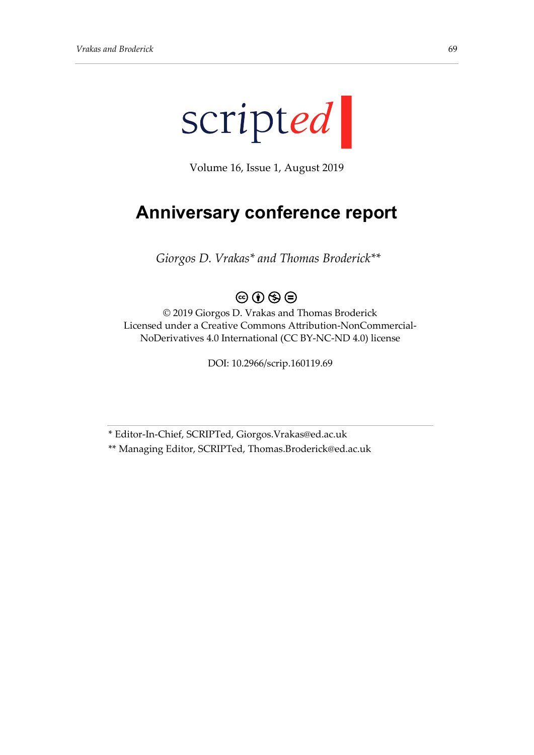scripted

Volume 16, Issue 1, August 2019

# Anniversary conference report

*Giorgos D. Vrakas\* and Thomas Broderick\*\**

© 2019 Giorgos D. Vrakas and Thomas Broderick
Licensed under a Creative Commons Attribution-NonCommercial-NoDerivatives 4.0 International (CC BY-NC-ND 4.0) license

DOI: 10.2966/scrip.160119.69

---

\* Editor-In-Chief, SCRIPTed, Giorgos.Vrakas@ed.ac.uk

\*\* Managing Editor, SCRIPTed, Thomas.Broderick@ed.ac.uk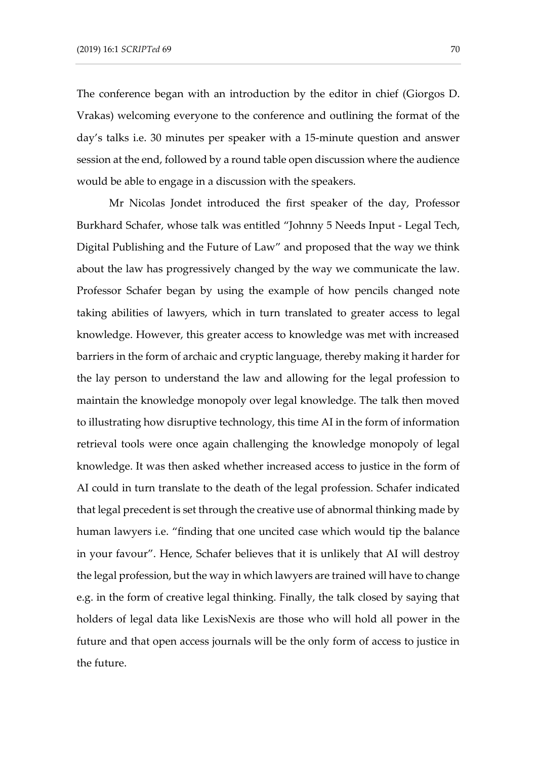The conference began with an introduction by the editor in chief (Giorgos D. Vrakas) welcoming everyone to the conference and outlining the format of the day's talks i.e. 30 minutes per speaker with a 15-minute question and answer session at the end, followed by a round table open discussion where the audience would be able to engage in a discussion with the speakers.

Mr Nicolas Jondet introduced the first speaker of the day, Professor Burkhard Schafer, whose talk was entitled "Johnny 5 Needs Input - Legal Tech, Digital Publishing and the Future of Law" and proposed that the way we think about the law has progressively changed by the way we communicate the law. Professor Schafer began by using the example of how pencils changed note taking abilities of lawyers, which in turn translated to greater access to legal knowledge. However, this greater access to knowledge was met with increased barriers in the form of archaic and cryptic language, thereby making it harder for the lay person to understand the law and allowing for the legal profession to maintain the knowledge monopoly over legal knowledge. The talk then moved to illustrating how disruptive technology, this time AI in the form of information retrieval tools were once again challenging the knowledge monopoly of legal knowledge. It was then asked whether increased access to justice in the form of AI could in turn translate to the death of the legal profession. Schafer indicated that legal precedent is set through the creative use of abnormal thinking made by human lawyers i.e. "finding that one uncited case which would tip the balance in your favour". Hence, Schafer believes that it is unlikely that AI will destroy the legal profession, but the way in which lawyers are trained will have to change e.g. in the form of creative legal thinking. Finally, the talk closed by saying that holders of legal data like LexisNexis are those who will hold all power in the future and that open access journals will be the only form of access to justice in the future.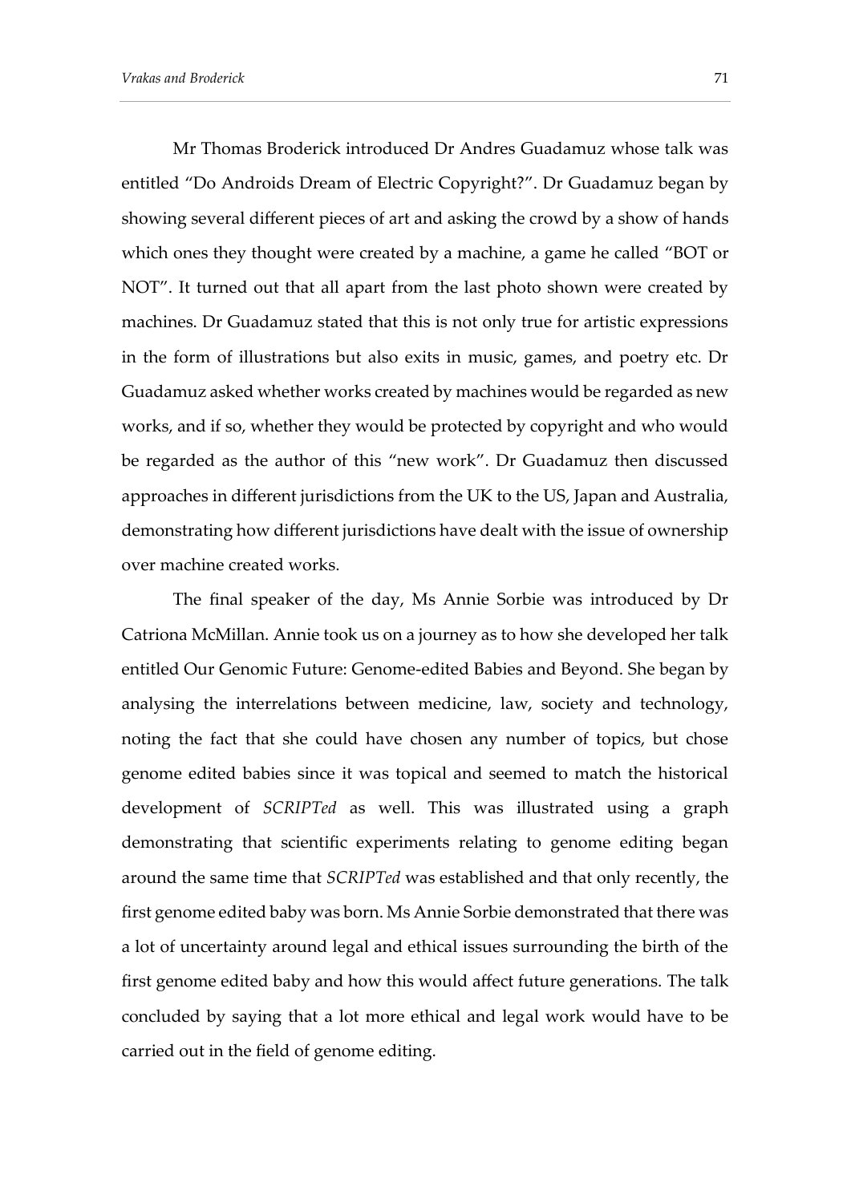Mr Thomas Broderick introduced Dr Andres Guadamuz whose talk was entitled "Do Androids Dream of Electric Copyright?". Dr Guadamuz began by showing several different pieces of art and asking the crowd by a show of hands which ones they thought were created by a machine, a game he called "BOT or NOT". It turned out that all apart from the last photo shown were created by machines. Dr Guadamuz stated that this is not only true for artistic expressions in the form of illustrations but also exits in music, games, and poetry etc. Dr Guadamuz asked whether works created by machines would be regarded as new works, and if so, whether they would be protected by copyright and who would be regarded as the author of this "new work". Dr Guadamuz then discussed approaches in different jurisdictions from the UK to the US, Japan and Australia, demonstrating how different jurisdictions have dealt with the issue of ownership over machine created works.

The final speaker of the day, Ms Annie Sorbie was introduced by Dr Catriona McMillan. Annie took us on a journey as to how she developed her talk entitled Our Genomic Future: Genome-edited Babies and Beyond. She began by analysing the interrelations between medicine, law, society and technology, noting the fact that she could have chosen any number of topics, but chose genome edited babies since it was topical and seemed to match the historical development of *SCRIPTed* as well. This was illustrated using a graph demonstrating that scientific experiments relating to genome editing began around the same time that *SCRIPTed* was established and that only recently, the first genome edited baby was born. Ms Annie Sorbie demonstrated that there was a lot of uncertainty around legal and ethical issues surrounding the birth of the first genome edited baby and how this would affect future generations. The talk concluded by saying that a lot more ethical and legal work would have to be carried out in the field of genome editing.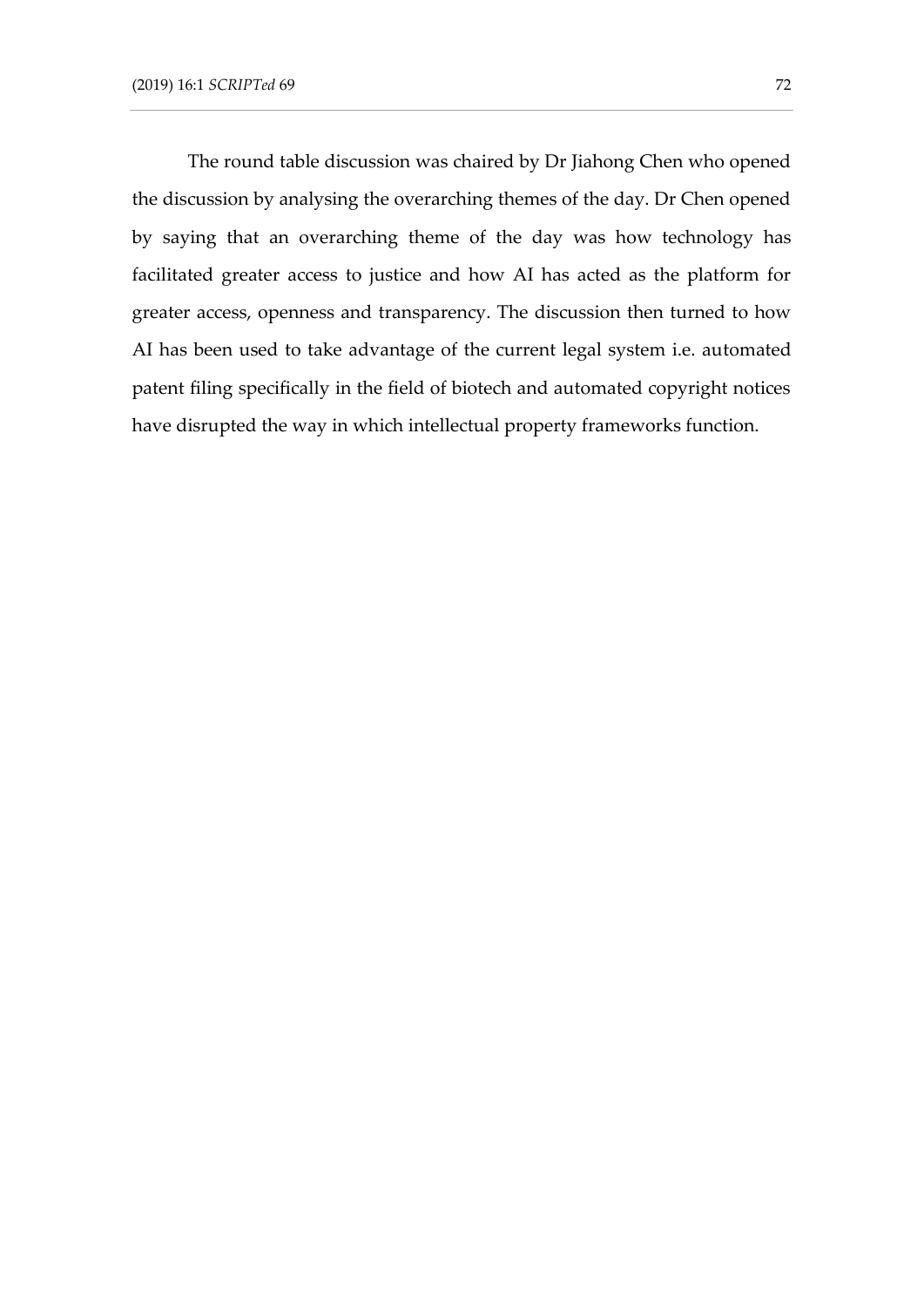The round table discussion was chaired by Dr Jiahong Chen who opened the discussion by analysing the overarching themes of the day. Dr Chen opened by saying that an overarching theme of the day was how technology has facilitated greater access to justice and how AI has acted as the platform for greater access, openness and transparency. The discussion then turned to how AI has been used to take advantage of the current legal system i.e. automated patent filing specifically in the field of biotech and automated copyright notices have disrupted the way in which intellectual property frameworks function.